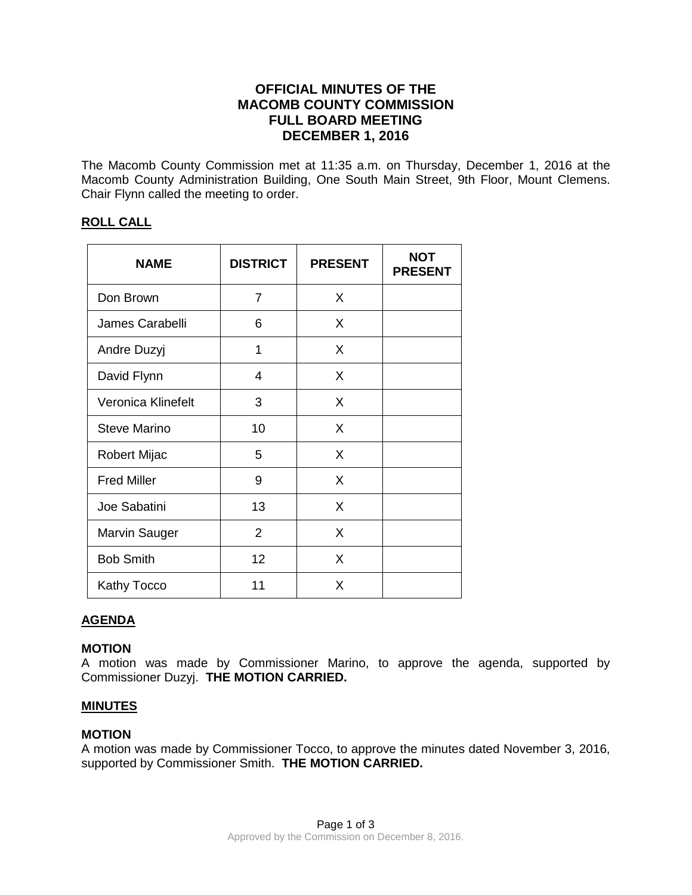# OFFICIAL MINUTES OF THE MACOMB COUNTY COMMISSION FULL BOARD MEETING DECEMBER 1, 2016

The Macomb County Commission met at 11:35 a.m. on Thursday, December 1, 2016 at the Macomb County Administration Building, One South Main Street, 9th Floor, Mount Clemens. Chair Flynn called the meeting to order.

## ROLL CALL

| NAME | DISTRICT | PRESENT | NOT PRESENT |
|---|---|---|---|
| Don Brown | 7 | X | |
| James Carabelli | 6 | X | |
| Andre Duzyj | 1 | X | |
| David Flynn | 4 | X | |
| Veronica Klinefelt | 3 | X | |
| Steve Marino | 10 | X | |
| Robert Mijac | 5 | X | |
| Fred Miller | 9 | X | |
| Joe Sabatini | 13 | X | |
| Marvin Sauger | 2 | X | |
| Bob Smith | 12 | X | |
| Kathy Tocco | 11 | X | |

## AGENDA

**MOTION**
A motion was made by Commissioner Marino, to approve the agenda, supported by Commissioner Duzyj. **THE MOTION CARRIED.**

## MINUTES

**MOTION**
A motion was made by Commissioner Tocco, to approve the minutes dated November 3, 2016, supported by Commissioner Smith. **THE MOTION CARRIED.**

Approved by the Commission on December 8, 2016.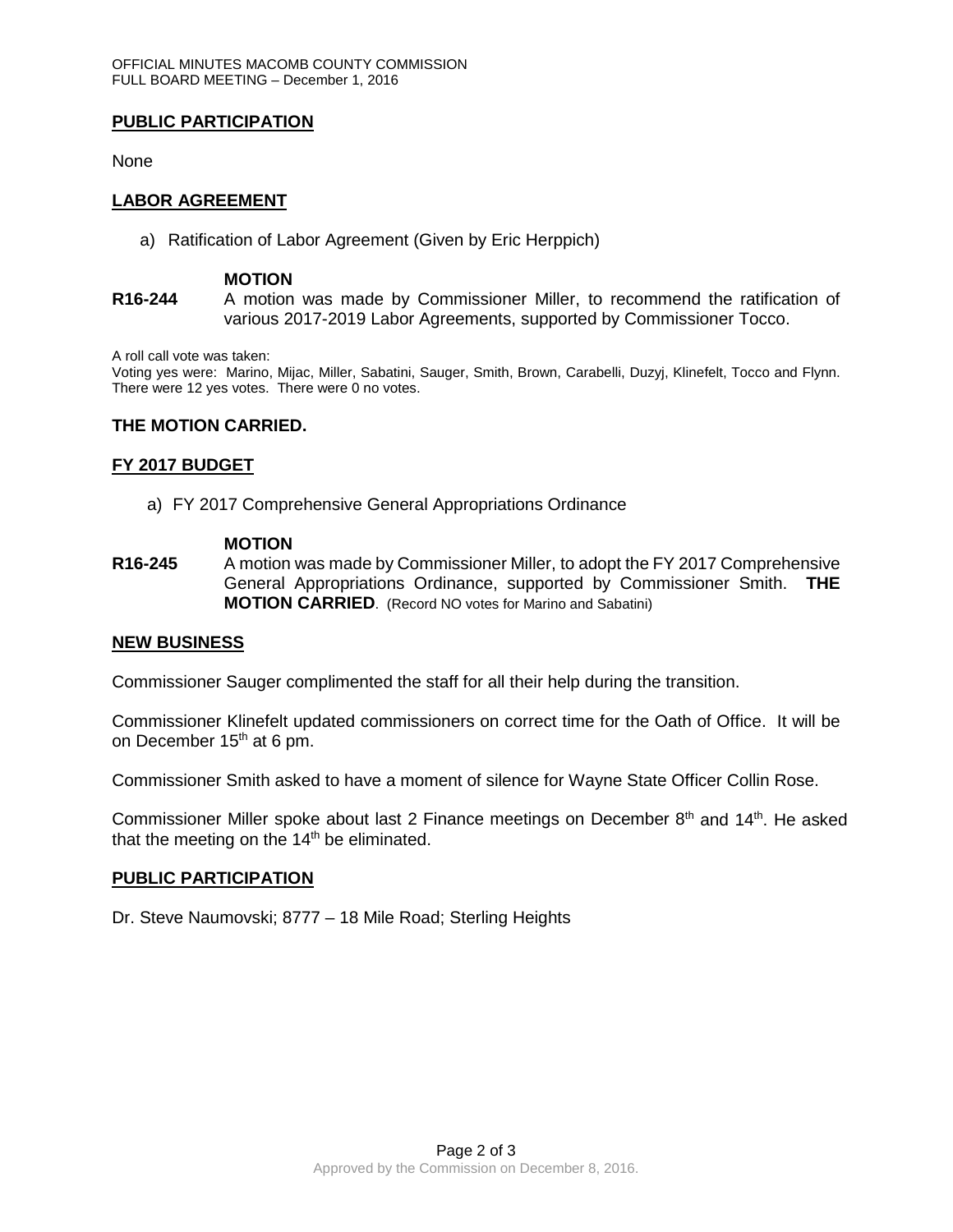## PUBLIC PARTICIPATION

None

## LABOR AGREEMENT

a) Ratification of Labor Agreement (Given by Eric Herppich)

**MOTION**

**R16-244** A motion was made by Commissioner Miller, to recommend the ratification of various 2017-2019 Labor Agreements, supported by Commissioner Tocco.

A roll call vote was taken:
Voting yes were: Marino, Mijac, Miller, Sabatini, Sauger, Smith, Brown, Carabelli, Duzyj, Klinefelt, Tocco and Flynn. There were 12 yes votes. There were 0 no votes.

**THE MOTION CARRIED.**

## FY 2017 BUDGET

a) FY 2017 Comprehensive General Appropriations Ordinance

**MOTION**

**R16-245** A motion was made by Commissioner Miller, to adopt the FY 2017 Comprehensive General Appropriations Ordinance, supported by Commissioner Smith. **THE MOTION CARRIED**. (Record NO votes for Marino and Sabatini)

## NEW BUSINESS

Commissioner Sauger complimented the staff for all their help during the transition.

Commissioner Klinefelt updated commissioners on correct time for the Oath of Office. It will be on December 15th at 6 pm.

Commissioner Smith asked to have a moment of silence for Wayne State Officer Collin Rose.

Commissioner Miller spoke about last 2 Finance meetings on December 8th and 14th. He asked that the meeting on the 14th be eliminated.

## PUBLIC PARTICIPATION

Dr. Steve Naumovski; 8777 – 18 Mile Road; Sterling Heights

Approved by the Commission on December 8, 2016.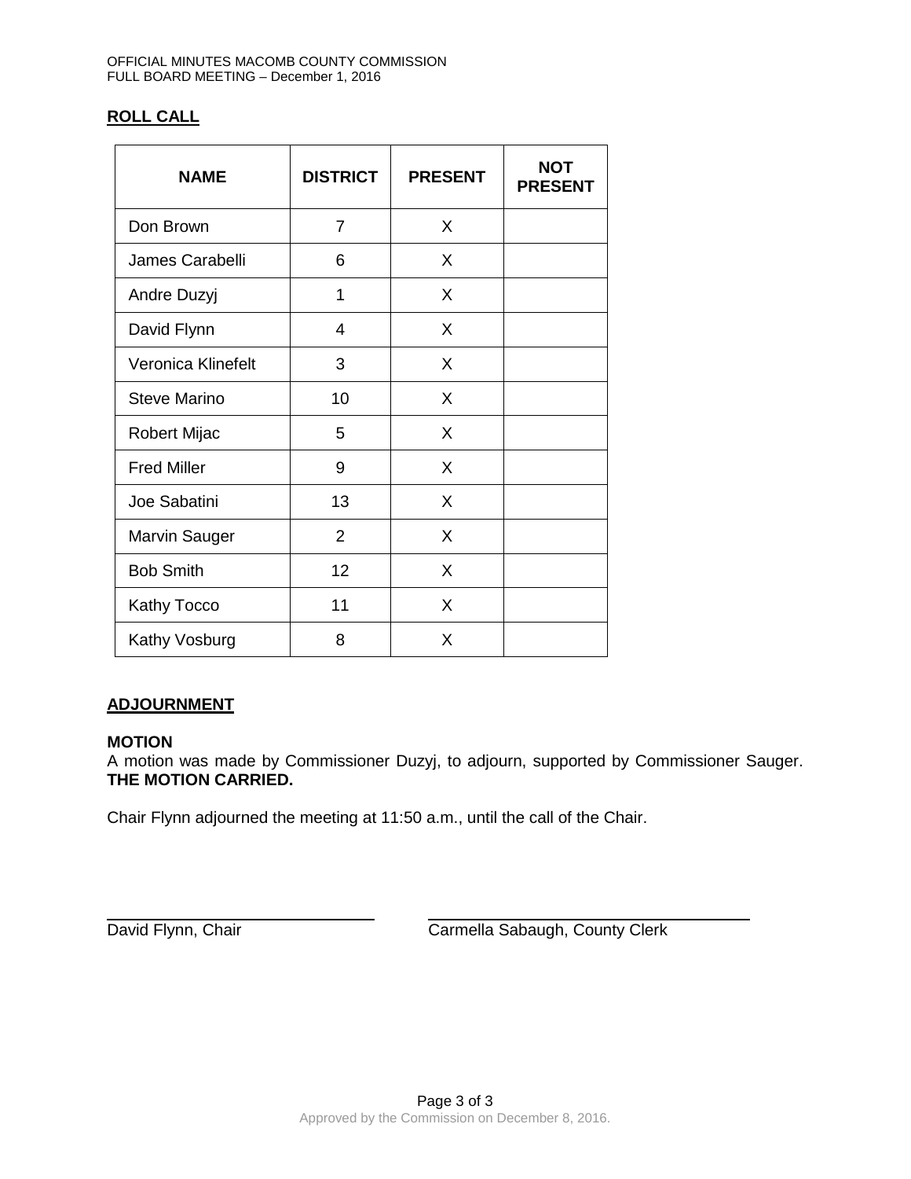## ROLL CALL

| NAME | DISTRICT | PRESENT | NOT PRESENT |
|---|---|---|---|
| Don Brown | 7 | X | |
| James Carabelli | 6 | X | |
| Andre Duzyj | 1 | X | |
| David Flynn | 4 | X | |
| Veronica Klinefelt | 3 | X | |
| Steve Marino | 10 | X | |
| Robert Mijac | 5 | X | |
| Fred Miller | 9 | X | |
| Joe Sabatini | 13 | X | |
| Marvin Sauger | 2 | X | |
| Bob Smith | 12 | X | |
| Kathy Tocco | 11 | X | |
| Kathy Vosburg | 8 | X | |

## ADJOURNMENT

**MOTION**
A motion was made by Commissioner Duzyj, to adjourn, supported by Commissioner Sauger. **THE MOTION CARRIED.**

Chair Flynn adjourned the meeting at 11:50 a.m., until the call of the Chair.

David Flynn, Chair

Carmella Sabaugh, County Clerk

Approved by the Commission on December 8, 2016.